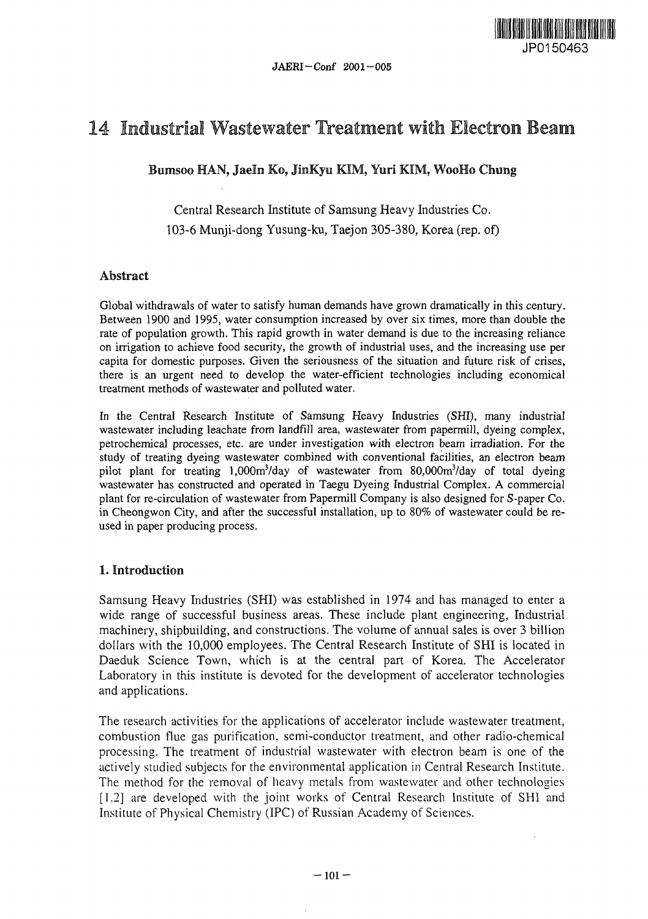# 14 Industrial Wastewater Treatment with Electron Beam

**Bumsoo HAN, JaeIn Ko, JinKyu KIM, Yuri KIM, WooHo Chung**

Central Research Institute of Samsung Heavy Industries Co.
103-6 Munji-dong Yusung-ku, Taejon 305-380, Korea (rep. of)

## Abstract

Global withdrawals of water to satisfy human demands have grown dramatically in this century. Between 1900 and 1995, water consumption increased by over six times, more than double the rate of population growth. This rapid growth in water demand is due to the increasing reliance on irrigation to achieve food security, the growth of industrial uses, and the increasing use per capita for domestic purposes. Given the seriousness of the situation and future risk of crises, there is an urgent need to develop the water-efficient technologies including economical treatment methods of wastewater and polluted water.

In the Central Research Institute of Samsung Heavy Industries (SHI), many industrial wastewater including leachate from landfill area, wastewater from papermill, dyeing complex, petrochemical processes, etc. are under investigation with electron beam irradiation. For the study of treating dyeing wastewater combined with conventional facilities, an electron beam pilot plant for treating 1,000m$^3$/day of wastewater from 80,000m$^3$/day of total dyeing wastewater has constructed and operated in Taegu Dyeing Industrial Complex. A commercial plant for re-circulation of wastewater from Papermill Company is also designed for S-paper Co. in Cheongwon City, and after the successful installation, up to 80% of wastewater could be re-used in paper producing process.

## 1. Introduction

Samsung Heavy Industries (SHI) was established in 1974 and has managed to enter a wide range of successful business areas. These include plant engineering, Industrial machinery, shipbuilding, and constructions. The volume of annual sales is over 3 billion dollars with the 10,000 employees. The Central Research Institute of SHI is located in Daeduk Science Town, which is at the central part of Korea. The Accelerator Laboratory in this institute is devoted for the development of accelerator technologies and applications.

The research activities for the applications of accelerator include wastewater treatment, combustion flue gas purification, semi-conductor treatment, and other radio-chemical processing. The treatment of industrial wastewater with electron beam is one of the actively studied subjects for the environmental application in Central Research Institute. The method for the removal of heavy metals from wastewater and other technologies [1,2] are developed with the joint works of Central Research Institute of SHI and Institute of Physical Chemistry (IPC) of Russian Academy of Sciences.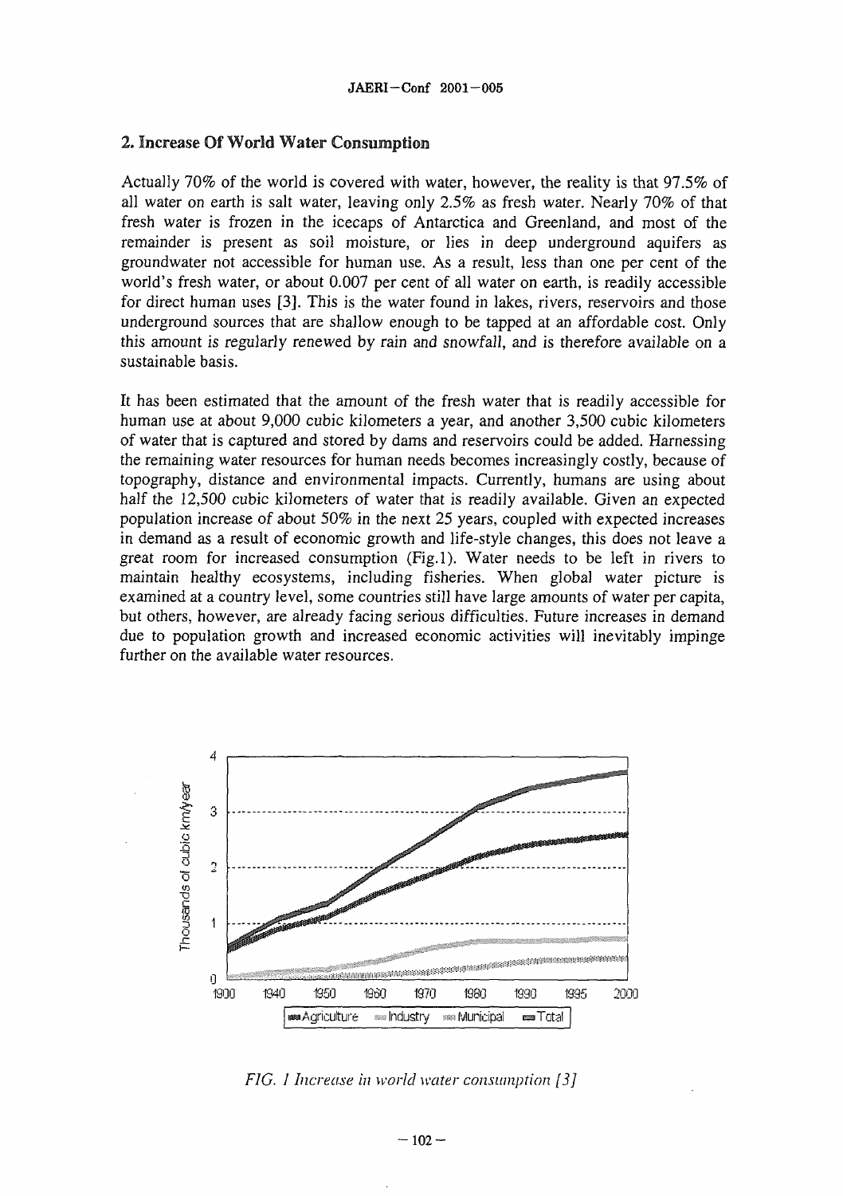## 2. Increase Of World Water Consumption

Actually 70% of the world is covered with water, however, the reality is that 97.5% of all water on earth is salt water, leaving only 2.5% as fresh water. Nearly 70% of that fresh water is frozen in the icecaps of Antarctica and Greenland, and most of the remainder is present as soil moisture, or lies in deep underground aquifers as groundwater not accessible for human use. As a result, less than one per cent of the world's fresh water, or about 0.007 per cent of all water on earth, is readily accessible for direct human uses [3]. This is the water found in lakes, rivers, reservoirs and those underground sources that are shallow enough to be tapped at an affordable cost. Only this amount is regularly renewed by rain and snowfall, and is therefore available on a sustainable basis.

It has been estimated that the amount of the fresh water that is readily accessible for human use at about 9,000 cubic kilometers a year, and another 3,500 cubic kilometers of water that is captured and stored by dams and reservoirs could be added. Harnessing the remaining water resources for human needs becomes increasingly costly, because of topography, distance and environmental impacts. Currently, humans are using about half the 12,500 cubic kilometers of water that is readily available. Given an expected population increase of about 50% in the next 25 years, coupled with expected increases in demand as a result of economic growth and life-style changes, this does not leave a great room for increased consumption (Fig.1). Water needs to be left in rivers to maintain healthy ecosystems, including fisheries. When global water picture is examined at a country level, some countries still have large amounts of water per capita, but others, however, are already facing serious difficulties. Future increases in demand due to population growth and increased economic activities will inevitably impinge further on the available water resources.

*FIG. 1 Increase in world water consumption [3]*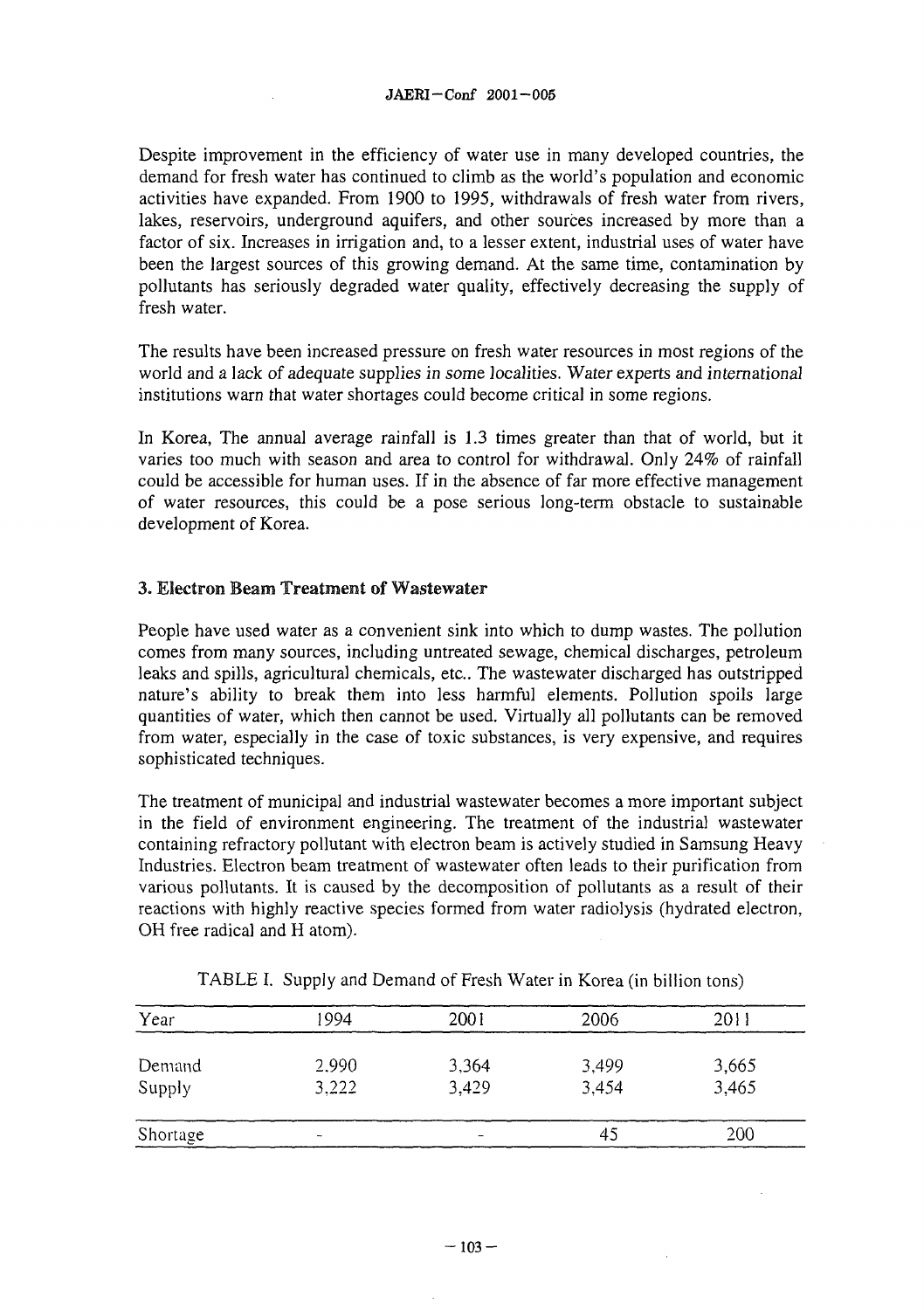Despite improvement in the efficiency of water use in many developed countries, the demand for fresh water has continued to climb as the world's population and economic activities have expanded. From 1900 to 1995, withdrawals of fresh water from rivers, lakes, reservoirs, underground aquifers, and other sources increased by more than a factor of six. Increases in irrigation and, to a lesser extent, industrial uses of water have been the largest sources of this growing demand. At the same time, contamination by pollutants has seriously degraded water quality, effectively decreasing the supply of fresh water.

The results have been increased pressure on fresh water resources in most regions of the world and a lack of adequate supplies in some localities. Water experts and international institutions warn that water shortages could become critical in some regions.

In Korea, The annual average rainfall is 1.3 times greater than that of world, but it varies too much with season and area to control for withdrawal. Only 24% of rainfall could be accessible for human uses. If in the absence of far more effective management of water resources, this could be a pose serious long-term obstacle to sustainable development of Korea.

## 3. Electron Beam Treatment of Wastewater

People have used water as a convenient sink into which to dump wastes. The pollution comes from many sources, including untreated sewage, chemical discharges, petroleum leaks and spills, agricultural chemicals, etc.. The wastewater discharged has outstripped nature's ability to break them into less harmful elements. Pollution spoils large quantities of water, which then cannot be used. Virtually all pollutants can be removed from water, especially in the case of toxic substances, is very expensive, and requires sophisticated techniques.

The treatment of municipal and industrial wastewater becomes a more important subject in the field of environment engineering. The treatment of the industrial wastewater containing refractory pollutant with electron beam is actively studied in Samsung Heavy Industries. Electron beam treatment of wastewater often leads to their purification from various pollutants. It is caused by the decomposition of pollutants as a result of their reactions with highly reactive species formed from water radiolysis (hydrated electron, OH free radical and H atom).

TABLE I. Supply and Demand of Fresh Water in Korea (in billion tons)

| Year | 1994 | 2001 | 2006 | 2011 |
|---|---|---|---|---|
| Demand | 2,990 | 3,364 | 3,499 | 3,665 |
| Supply | 3,222 | 3,429 | 3,454 | 3,465 |
| Shortage | - | - | 45 | 200 |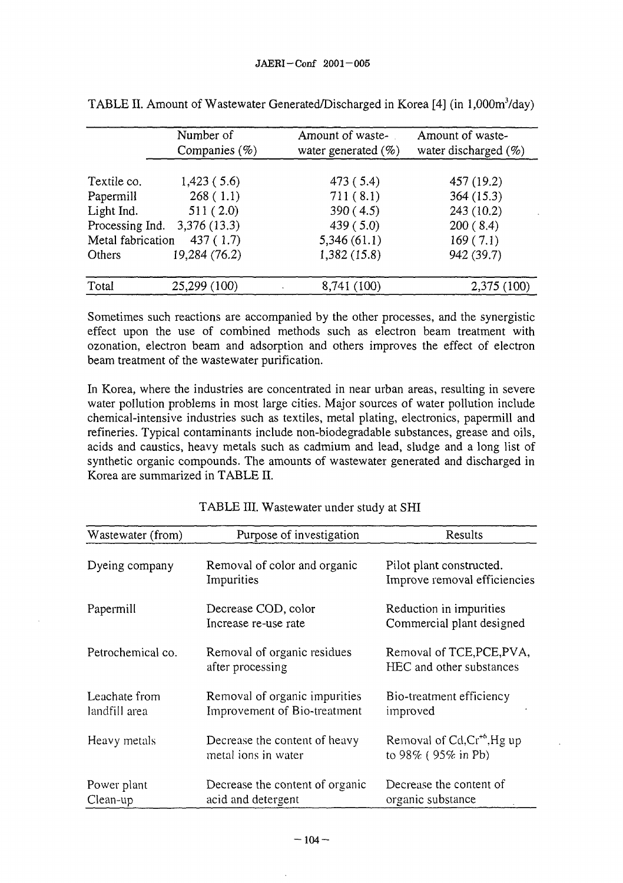TABLE II. Amount of Wastewater Generated/Discharged in Korea [4] (in 1,000m$^3$/day)

| | Number of Companies (%) | Amount of waste-water generated (%) | Amount of waste-water discharged (%) |
|---|---|---|---|
| Textile co. | 1,423 ( 5.6) | 473 ( 5.4) | 457 (19.2) |
| Papermill | 268 ( 1.1) | 711 ( 8.1) | 364 (15.3) |
| Light Ind. | 511 ( 2.0) | 390 ( 4.5) | 243 (10.2) |
| Processing Ind. | 3,376 (13.3) | 439 ( 5.0) | 200 ( 8.4) |
| Metal fabrication | 437 ( 1.7) | 5,346 (61.1) | 169 ( 7.1) |
| Others | 19,284 (76.2) | 1,382 (15.8) | 942 (39.7) |
| Total | 25,299 (100) | 8,741 (100) | 2,375 (100) |

Sometimes such reactions are accompanied by the other processes, and the synergistic effect upon the use of combined methods such as electron beam treatment with ozonation, electron beam and adsorption and others improves the effect of electron beam treatment of the wastewater purification.

In Korea, where the industries are concentrated in near urban areas, resulting in severe water pollution problems in most large cities. Major sources of water pollution include chemical-intensive industries such as textiles, metal plating, electronics, papermill and refineries. Typical contaminants include non-biodegradable substances, grease and oils, acids and caustics, heavy metals such as cadmium and lead, sludge and a long list of synthetic organic compounds. The amounts of wastewater generated and discharged in Korea are summarized in TABLE II.

TABLE III. Wastewater under study at SHI

| Wastewater (from) | Purpose of investigation | Results |
|---|---|---|
| Dyeing company | Removal of color and organic Impurities | Pilot plant constructed. Improve removal efficiencies |
| Papermill | Decrease COD, color Increase re-use rate | Reduction in impurities Commercial plant designed |
| Petrochemical co. | Removal of organic residues after processing | Removal of TCE,PCE,PVA, HEC and other substances |
| Leachate from landfill area | Removal of organic impurities Improvement of Bio-treatment | Bio-treatment efficiency improved |
| Heavy metals | Decrease the content of heavy metal ions in water | Removal of Cd,$Cr^{+6}$,Hg up to 98% ( 95% in Pb) |
| Power plant Clean-up | Decrease the content of organic acid and detergent | Decrease the content of organic substance |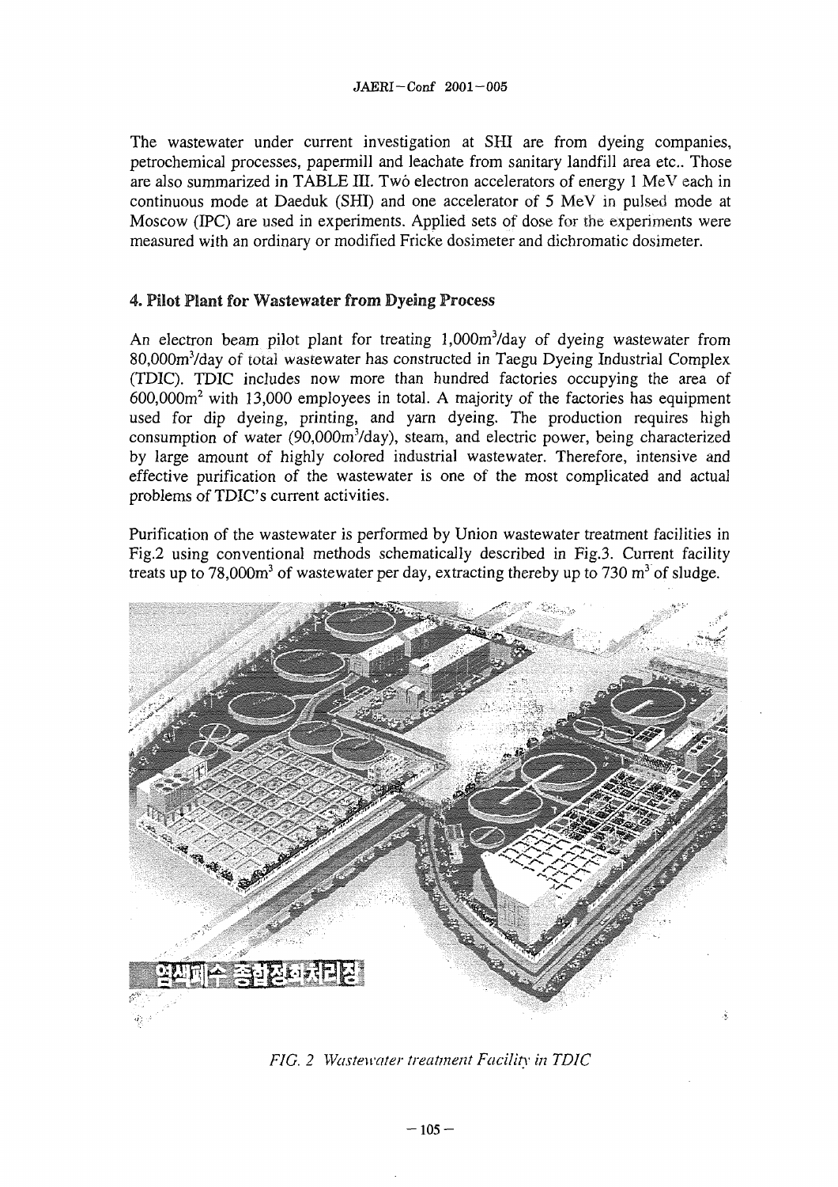The wastewater under current investigation at SHI are from dyeing companies, petrochemical processes, papermill and leachate from sanitary landfill area etc.. Those are also summarized in TABLE III. Two electron accelerators of energy 1 MeV each in continuous mode at Daeduk (SHI) and one accelerator of 5 MeV in pulsed mode at Moscow (IPC) are used in experiments. Applied sets of dose for the experiments were measured with an ordinary or modified Fricke dosimeter and dichromatic dosimeter.

## 4. Pilot Plant for Wastewater from Dyeing Process

An electron beam pilot plant for treating 1,000m$^3$/day of dyeing wastewater from 80,000m$^3$/day of total wastewater has constructed in Taegu Dyeing Industrial Complex (TDIC). TDIC includes now more than hundred factories occupying the area of 600,000m$^2$ with 13,000 employees in total. A majority of the factories has equipment used for dip dyeing, printing, and yarn dyeing. The production requires high consumption of water (90,000m$^3$/day), steam, and electric power, being characterized by large amount of highly colored industrial wastewater. Therefore, intensive and effective purification of the wastewater is one of the most complicated and actual problems of TDIC's current activities.

Purification of the wastewater is performed by Union wastewater treatment facilities in Fig.2 using conventional methods schematically described in Fig.3. Current facility treats up to 78,000m$^3$ of wastewater per day, extracting thereby up to 730 m$^3$ of sludge.

염색폐수 종합정화처리장

*FIG. 2 Wastewater treatment Facility in TDIC*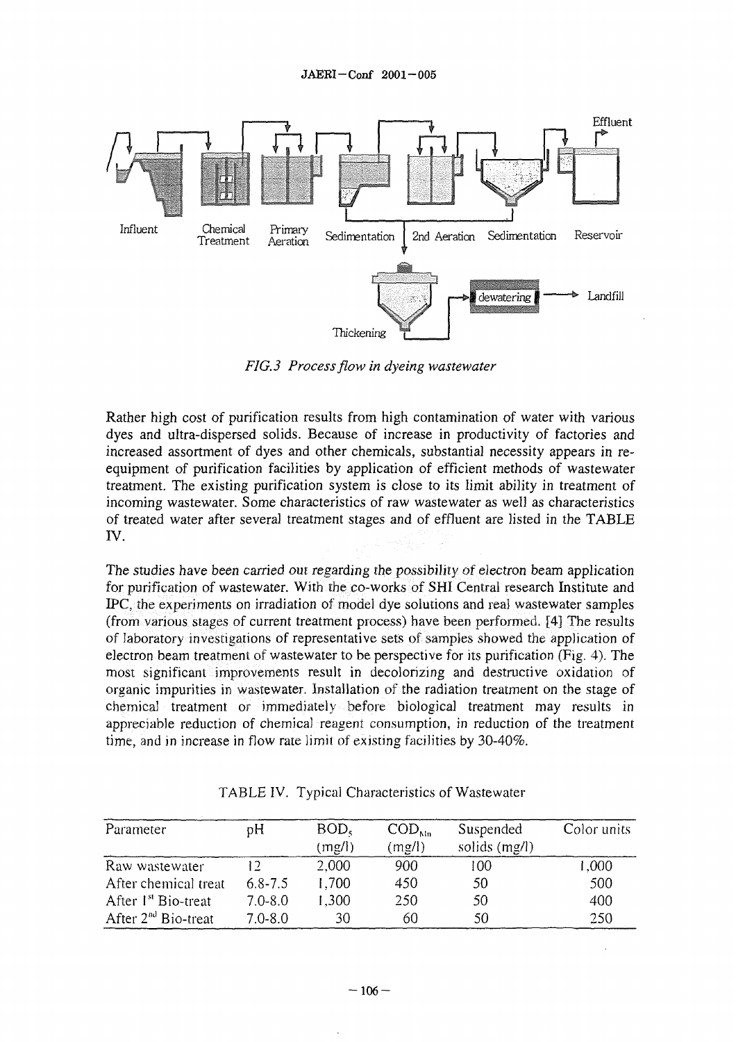*FIG.3 Process flow in dyeing wastewater*

Rather high cost of purification results from high contamination of water with various dyes and ultra-dispersed solids. Because of increase in productivity of factories and increased assortment of dyes and other chemicals, substantial necessity appears in re-equipment of purification facilities by application of efficient methods of wastewater treatment. The existing purification system is close to its limit ability in treatment of incoming wastewater. Some characteristics of raw wastewater as well as characteristics of treated water after several treatment stages and of effluent are listed in the TABLE IV.

The studies have been carried out regarding the possibility of electron beam application for purification of wastewater. With the co-works of SHI Central research Institute and IPC, the experiments on irradiation of model dye solutions and real wastewater samples (from various stages of current treatment process) have been performed. [4] The results of laboratory investigations of representative sets of samples showed the application of electron beam treatment of wastewater to be perspective for its purification (Fig. 4). The most significant improvements result in decolorizing and destructive oxidation of organic impurities in wastewater. Installation of the radiation treatment on the stage of chemical treatment or immediately before biological treatment may results in appreciable reduction of chemical reagent consumption, in reduction of the treatment time, and in increase in flow rate limit of existing facilities by 30-40%.

TABLE IV. Typical Characteristics of Wastewater

| Parameter | pH | $BOD_5$ (mg/l) | $COD_{Mn}$ (mg/l) | Suspended solids (mg/l) | Color units |
|---|---|---|---|---|---|
| Raw wastewater | 12 | 2,000 | 900 | 100 | 1,000 |
| After chemical treat | 6.8-7.5 | 1,700 | 450 | 50 | 500 |
| After 1st Bio-treat | 7.0-8.0 | 1,300 | 250 | 50 | 400 |
| After 2nd Bio-treat | 7.0-8.0 | 30 | 60 | 50 | 250 |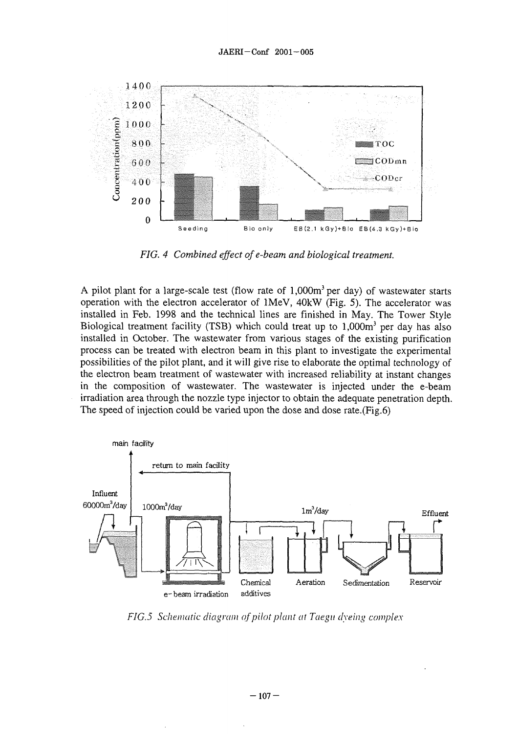*FIG. 4 Combined effect of e-beam and biological treatment.*

A pilot plant for a large-scale test (flow rate of 1,000m$^3$ per day) of wastewater starts operation with the electron accelerator of 1MeV, 40kW (Fig. 5). The accelerator was installed in Feb. 1998 and the technical lines are finished in May. The Tower Style Biological treatment facility (TSB) which could treat up to 1,000m$^3$ per day has also installed in October. The wastewater from various stages of the existing purification process can be treated with electron beam in this plant to investigate the experimental possibilities of the pilot plant, and it will give rise to elaborate the optimal technology of the electron beam treatment of wastewater with increased reliability at instant changes in the composition of wastewater. The wastewater is injected under the e-beam irradiation area through the nozzle type injector to obtain the adequate penetration depth. The speed of injection could be varied upon the dose and dose rate.(Fig.6)

*FIG.5 Schematic diagram of pilot plant at Taegu dyeing complex*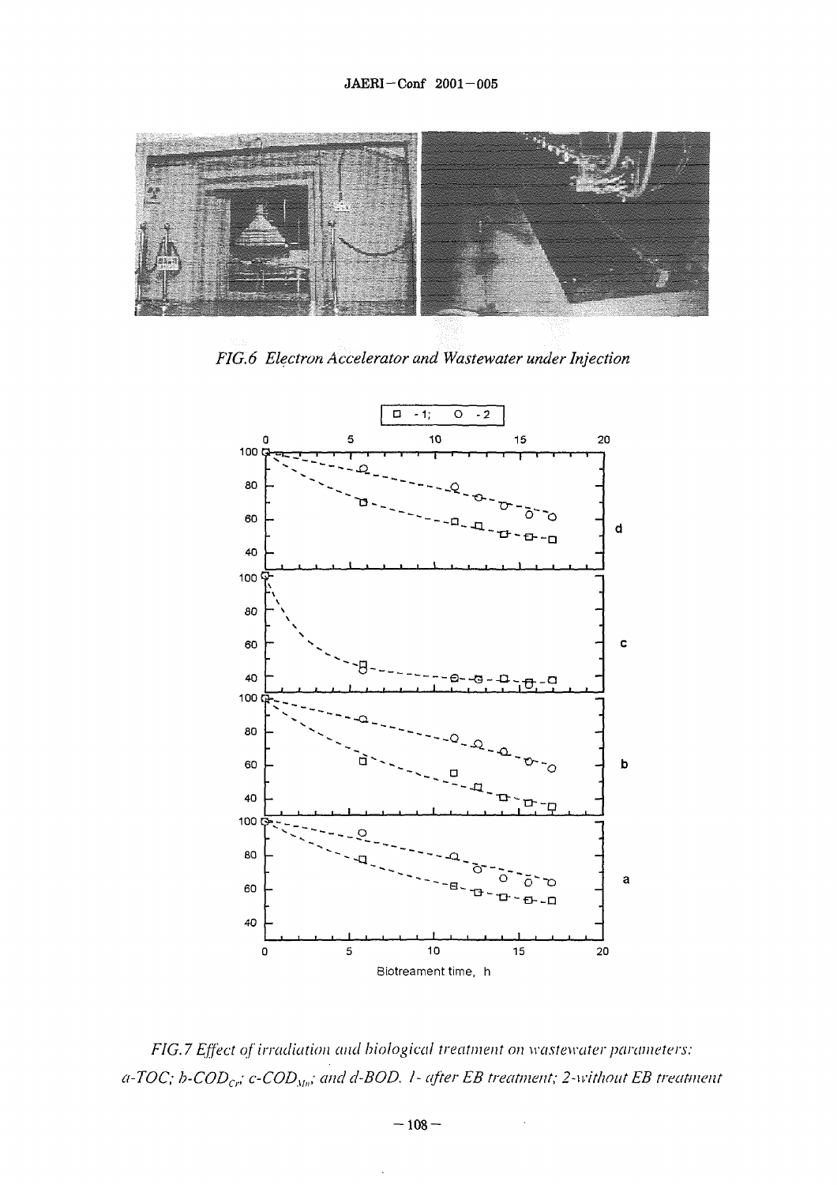*FIG.6 Electron Accelerator and Wastewater under Injection*

*FIG.7 Effect of irradiation and biological treatment on wastewater parameters: a-TOC; b-$COD_{Cr}$; c-$COD_{Mn}$; and d-BOD. 1- after EB treatment; 2-without EB treatment*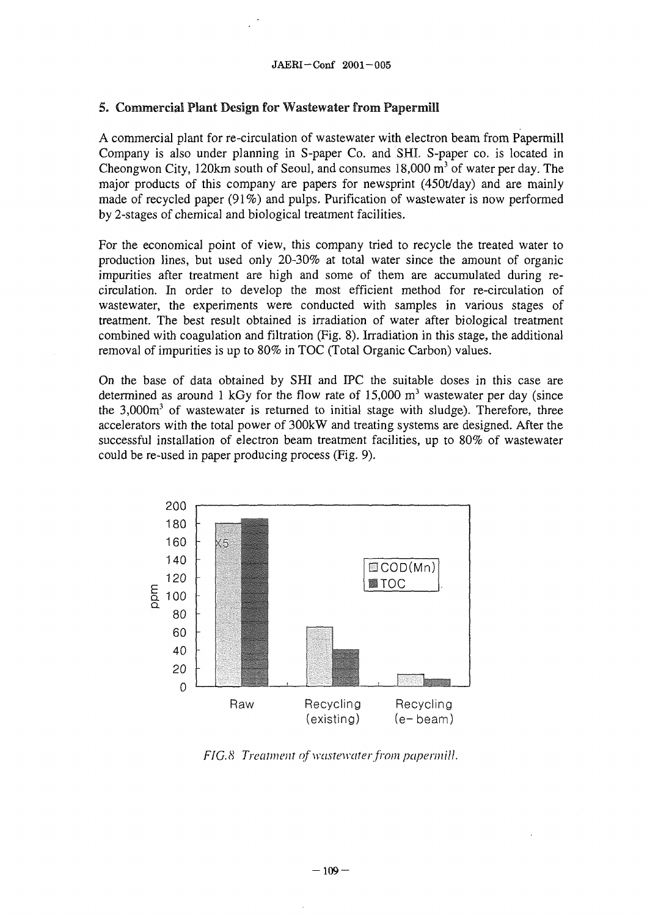## 5. Commercial Plant Design for Wastewater from Papermill

A commercial plant for re-circulation of wastewater with electron beam from Papermill Company is also under planning in S-paper Co. and SHI. S-paper co. is located in Cheongwon City, 120km south of Seoul, and consumes 18,000 $m^3$ of water per day. The major products of this company are papers for newsprint (450t/day) and are mainly made of recycled paper (91%) and pulps. Purification of wastewater is now performed by 2-stages of chemical and biological treatment facilities.

For the economical point of view, this company tried to recycle the treated water to production lines, but used only 20-30% at total water since the amount of organic impurities after treatment are high and some of them are accumulated during re-circulation. In order to develop the most efficient method for re-circulation of wastewater, the experiments were conducted with samples in various stages of treatment. The best result obtained is irradiation of water after biological treatment combined with coagulation and filtration (Fig. 8). Irradiation in this stage, the additional removal of impurities is up to 80% in TOC (Total Organic Carbon) values.

On the base of data obtained by SHI and IPC the suitable doses in this case are determined as around 1 kGy for the flow rate of 15,000 $m^3$ wastewater per day (since the 3,000$m^3$ of wastewater is returned to initial stage with sludge). Therefore, three accelerators with the total power of 300kW and treating systems are designed. After the successful installation of electron beam treatment facilities, up to 80% of wastewater could be re-used in paper producing process (Fig. 9).

*FIG.8 Treatment of wastewater from papermill.*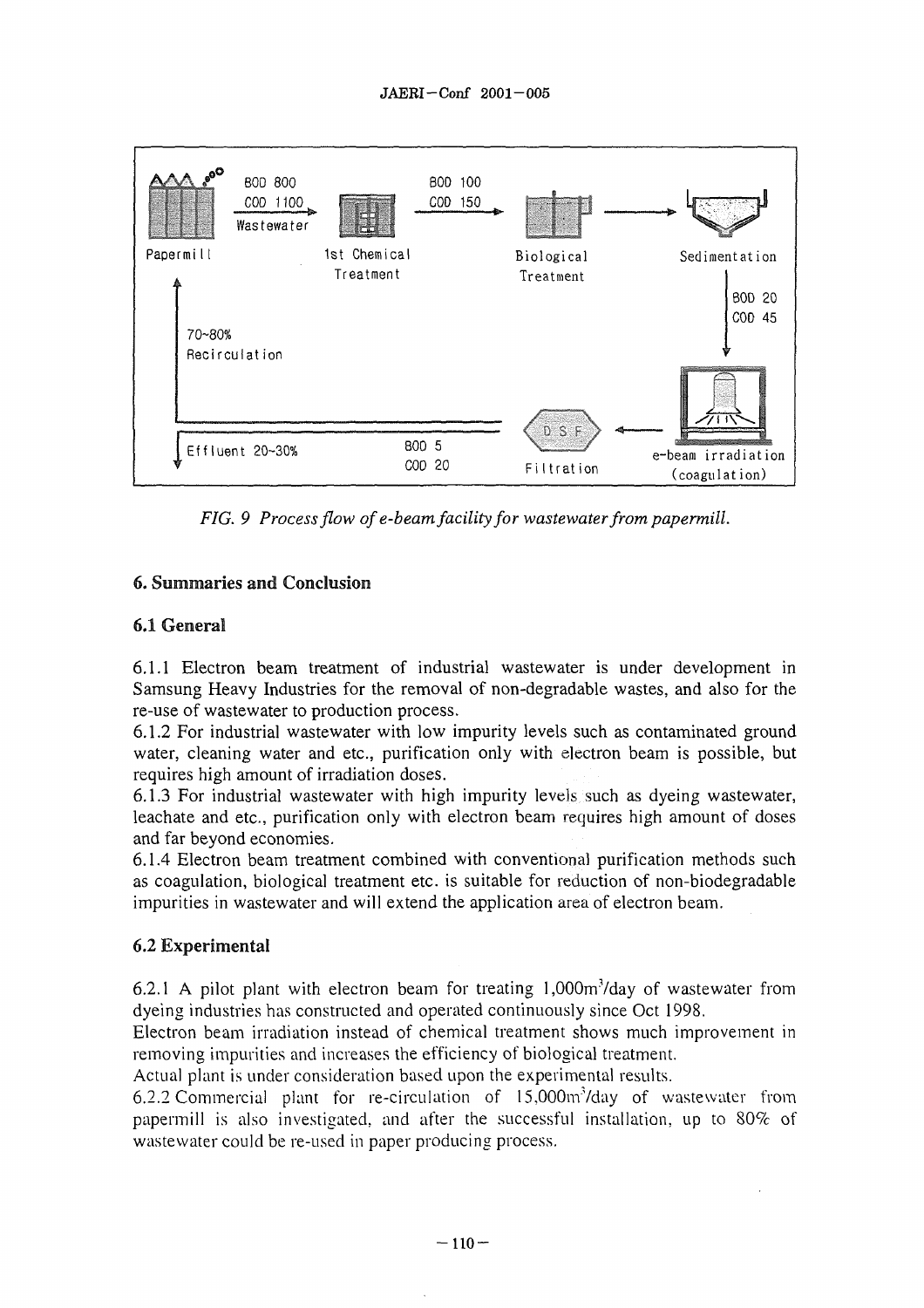FIG. 9 *Process flow of e-beam facility for wastewater from papermill.*

## 6. Summaries and Conclusion

### 6.1 General

6.1.1 Electron beam treatment of industrial wastewater is under development in Samsung Heavy Industries for the removal of non-degradable wastes, and also for the re-use of wastewater to production process.

6.1.2 For industrial wastewater with low impurity levels such as contaminated ground water, cleaning water and etc., purification only with electron beam is possible, but requires high amount of irradiation doses.

6.1.3 For industrial wastewater with high impurity levels such as dyeing wastewater, leachate and etc., purification only with electron beam requires high amount of doses and far beyond economies.

6.1.4 Electron beam treatment combined with conventional purification methods such as coagulation, biological treatment etc. is suitable for reduction of non-biodegradable impurities in wastewater and will extend the application area of electron beam.

### 6.2 Experimental

6.2.1 A pilot plant with electron beam for treating 1,000m$^3$/day of wastewater from dyeing industries has constructed and operated continuously since Oct 1998.

Electron beam irradiation instead of chemical treatment shows much improvement in removing impurities and increases the efficiency of biological treatment.

Actual plant is under consideration based upon the experimental results.

6.2.2 Commercial plant for re-circulation of 15,000m$^3$/day of wastewater from papermill is also investigated, and after the successful installation, up to 80% of wastewater could be re-used in paper producing process.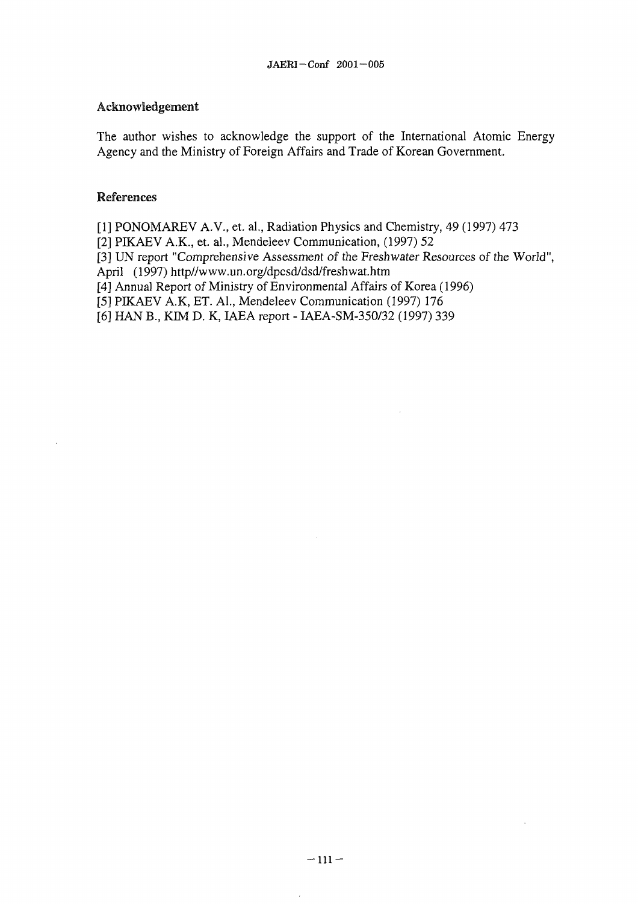## Acknowledgement

The author wishes to acknowledge the support of the International Atomic Energy Agency and the Ministry of Foreign Affairs and Trade of Korean Government.

## References

[1] PONOMAREV A.V., et. al., Radiation Physics and Chemistry, 49 (1997) 473

[2] PIKAEV A.K., et. al., Mendeleev Communication, (1997) 52

[3] UN report "Comprehensive Assessment of the Freshwater Resources of the World", April (1997) http//www.un.org/dpcsd/dsd/freshwat.htm

[4] Annual Report of Ministry of Environmental Affairs of Korea (1996)

[5] PIKAEV A.K, ET. Al., Mendeleev Communication (1997) 176

[6] HAN B., KIM D. K, IAEA report - IAEA-SM-350/32 (1997) 339